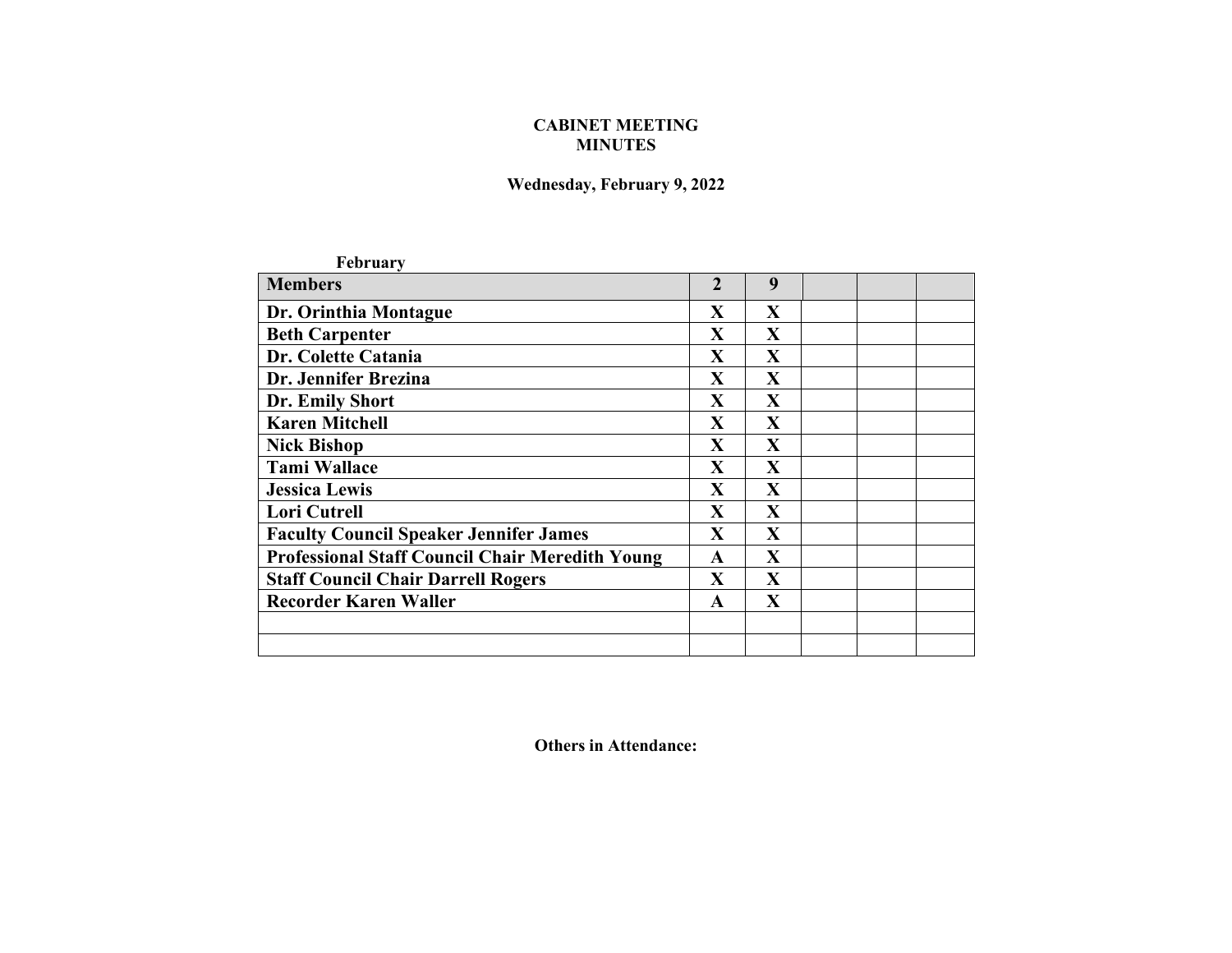**CABINET MEETING**
**MINUTES**

**Wednesday, February 9, 2022**

**February**

| Members | 2 | 9 | | | |
|---|---|---|---|---|---|
| Dr. Orinthia Montague | X | X | | | |
| Beth Carpenter | X | X | | | |
| Dr. Colette Catania | X | X | | | |
| Dr. Jennifer Brezina | X | X | | | |
| Dr. Emily Short | X | X | | | |
| Karen Mitchell | X | X | | | |
| Nick Bishop | X | X | | | |
| Tami Wallace | X | X | | | |
| Jessica Lewis | X | X | | | |
| Lori Cutrell | X | X | | | |
| Faculty Council Speaker Jennifer James | X | X | | | |
| Professional Staff Council Chair Meredith Young | A | X | | | |
| Staff Council Chair Darrell Rogers | X | X | | | |
| Recorder Karen Waller | A | X | | | |
| | | | | | |
| | | | | | |

**Others in Attendance:**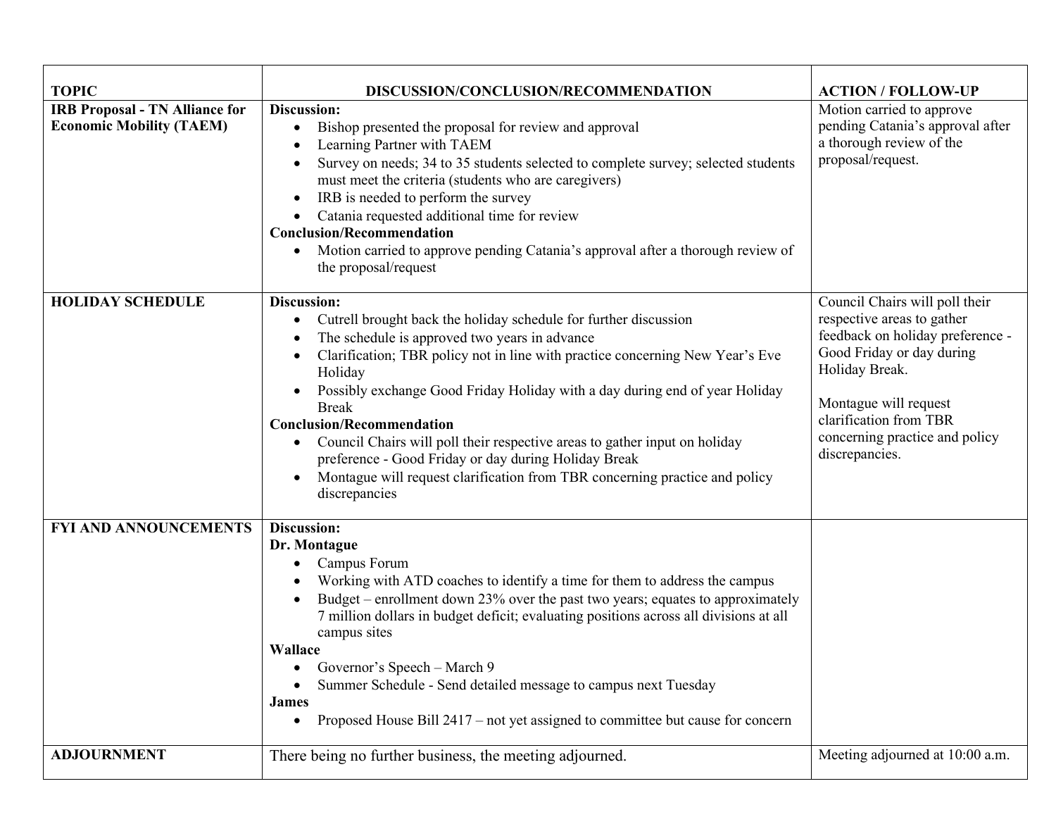| TOPIC | DISCUSSION/CONCLUSION/RECOMMENDATION | ACTION / FOLLOW-UP |
|---|---|---|
| **IRB Proposal - TN Alliance for Economic Mobility (TAEM)** | **Discussion:**<br>• Bishop presented the proposal for review and approval<br>• Learning Partner with TAEM<br>• Survey on needs; 34 to 35 students selected to complete survey; selected students must meet the criteria (students who are caregivers)<br>• IRB is needed to perform the survey<br>• Catania requested additional time for review<br>**Conclusion/Recommendation**<br>• Motion carried to approve pending Catania's approval after a thorough review of the proposal/request | Motion carried to approve pending Catania's approval after a thorough review of the proposal/request. |
| **HOLIDAY SCHEDULE** | **Discussion:**<br>• Cutrell brought back the holiday schedule for further discussion<br>• The schedule is approved two years in advance<br>• Clarification; TBR policy not in line with practice concerning New Year's Eve Holiday<br>• Possibly exchange Good Friday Holiday with a day during end of year Holiday Break<br>**Conclusion/Recommendation**<br>• Council Chairs will poll their respective areas to gather input on holiday preference - Good Friday or day during Holiday Break<br>• Montague will request clarification from TBR concerning practice and policy discrepancies | Council Chairs will poll their respective areas to gather feedback on holiday preference - Good Friday or day during Holiday Break.<br><br>Montague will request clarification from TBR concerning practice and policy discrepancies. |
| **FYI AND ANNOUNCEMENTS** | **Discussion:**<br>**Dr. Montague**<br>• Campus Forum<br>• Working with ATD coaches to identify a time for them to address the campus<br>• Budget – enrollment down 23% over the past two years; equates to approximately 7 million dollars in budget deficit; evaluating positions across all divisions at all campus sites<br>**Wallace**<br>• Governor's Speech – March 9<br>• Summer Schedule - Send detailed message to campus next Tuesday<br>**James**<br>• Proposed House Bill 2417 – not yet assigned to committee but cause for concern | |
| **ADJOURNMENT** | There being no further business, the meeting adjourned. | Meeting adjourned at 10:00 a.m. |